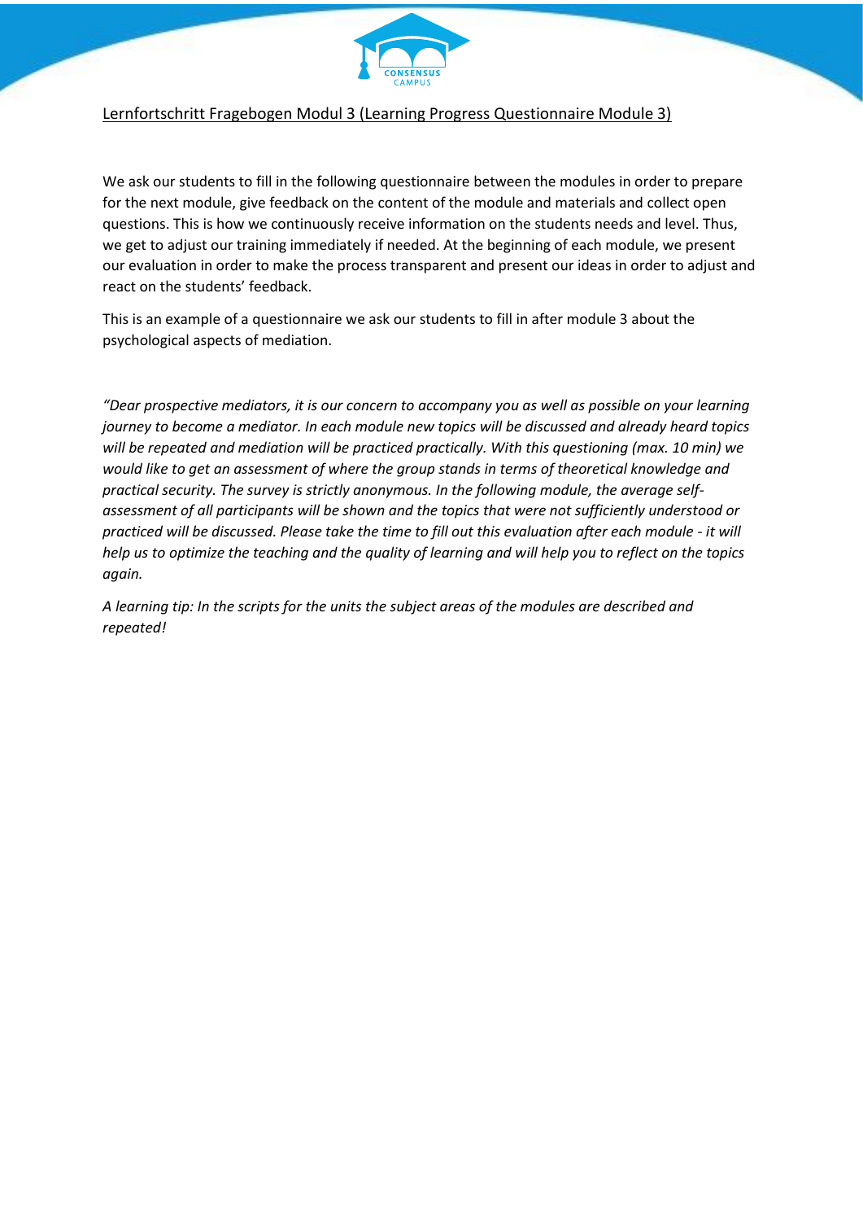Lernfortschritt Fragebogen Modul 3 (Learning Progress Questionnaire Module 3)

We ask our students to fill in the following questionnaire between the modules in order to prepare for the next module, give feedback on the content of the module and materials and collect open questions. This is how we continuously receive information on the students needs and level. Thus, we get to adjust our training immediately if needed. At the beginning of each module, we present our evaluation in order to make the process transparent and present our ideas in order to adjust and react on the students' feedback.

This is an example of a questionnaire we ask our students to fill in after module 3 about the psychological aspects of mediation.

*"Dear prospective mediators, it is our concern to accompany you as well as possible on your learning journey to become a mediator. In each module new topics will be discussed and already heard topics will be repeated and mediation will be practiced practically. With this questioning (max. 10 min) we would like to get an assessment of where the group stands in terms of theoretical knowledge and practical security. The survey is strictly anonymous. In the following module, the average self-assessment of all participants will be shown and the topics that were not sufficiently understood or practiced will be discussed. Please take the time to fill out this evaluation after each module - it will help us to optimize the teaching and the quality of learning and will help you to reflect on the topics again.*

*A learning tip: In the scripts for the units the subject areas of the modules are described and repeated!*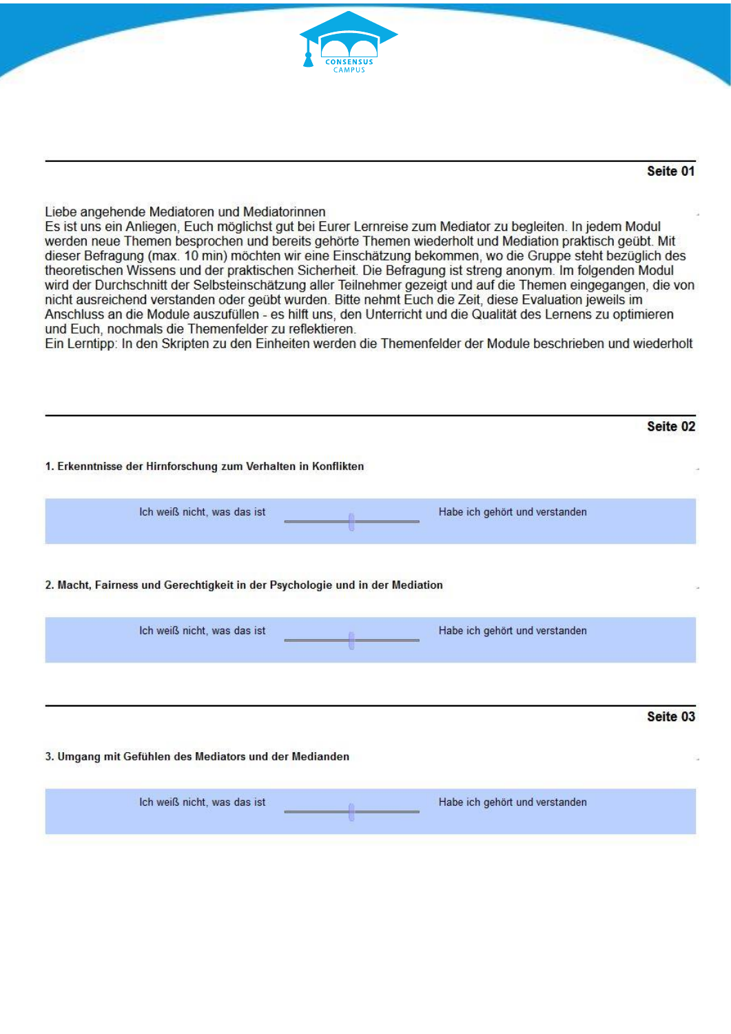CONSENSUS CAMPUS

---

**Seite 01**

Liebe angehende Mediatoren und Mediatorinnen
Es ist uns ein Anliegen, Euch möglichst gut bei Eurer Lernreise zum Mediator zu begleiten. In jedem Modul werden neue Themen besprochen und bereits gehörte Themen wiederholt und Mediation praktisch geübt. Mit dieser Befragung (max. 10 min) möchten wir eine Einschätzung bekommen, wo die Gruppe steht bezüglich des theoretischen Wissens und der praktischen Sicherheit. Die Befragung ist streng anonym. Im folgenden Modul wird der Durchschnitt der Selbsteinschätzung aller Teilnehmer gezeigt und auf die Themen eingegangen, die von nicht ausreichend verstanden oder geübt wurden. Bitte nehmt Euch die Zeit, diese Evaluation jeweils im Anschluss an die Module auszufüllen - es hilft uns, den Unterricht und die Qualität des Lernens zu optimieren und Euch, nochmals die Themenfelder zu reflektieren.
Ein Lerntipp: In den Skripten zu den Einheiten werden die Themenfelder der Module beschrieben und wiederholt

---

**Seite 02**

**1. Erkenntnisse der Hirnforschung zum Verhalten in Konflikten**

Ich weiß nicht, was das ist — Habe ich gehört und verstanden

**2. Macht, Fairness und Gerechtigkeit in der Psychologie und in der Mediation**

Ich weiß nicht, was das ist — Habe ich gehört und verstanden

---

**Seite 03**

**3. Umgang mit Gefühlen des Mediators und der Medianden**

Ich weiß nicht, was das ist — Habe ich gehört und verstanden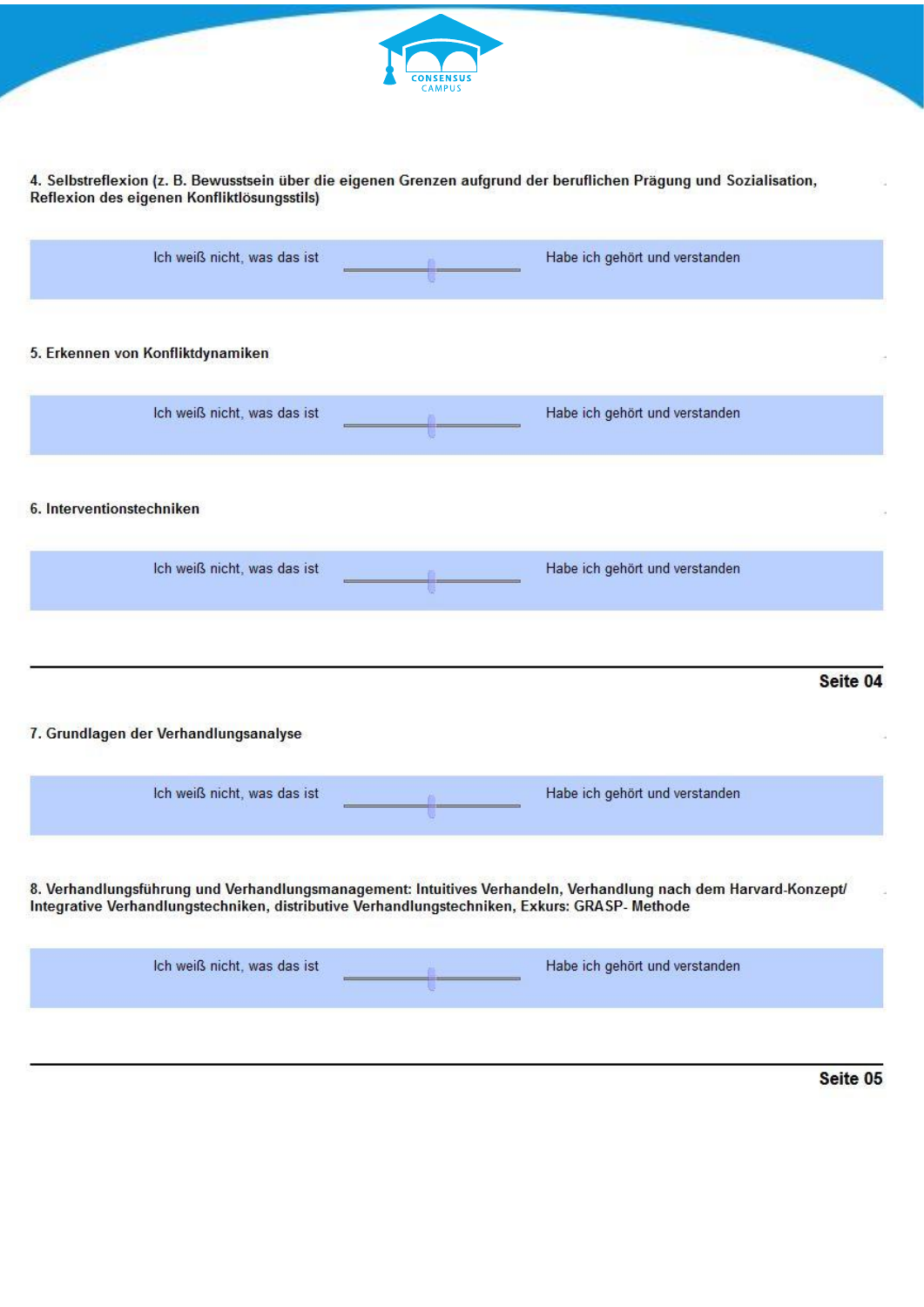**4. Selbstreflexion (z. B. Bewusstsein über die eigenen Grenzen aufgrund der beruflichen Prägung und Sozialisation, Reflexion des eigenen Konfliktlösungsstils)**

| Ich weiß nicht, was das ist | | Habe ich gehört und verstanden |
|---|---|---|

**5. Erkennen von Konfliktdynamiken**

| Ich weiß nicht, was das ist | | Habe ich gehört und verstanden |
|---|---|---|

**6. Interventionstechniken**

| Ich weiß nicht, was das ist | | Habe ich gehört und verstanden |
|---|---|---|

---

**Seite 04**

**7. Grundlagen der Verhandlungsanalyse**

| Ich weiß nicht, was das ist | | Habe ich gehört und verstanden |
|---|---|---|

**8. Verhandlungsführung und Verhandlungsmanagement: Intuitives Verhandeln, Verhandlung nach dem Harvard-Konzept/ Integrative Verhandlungstechniken, distributive Verhandlungstechniken, Exkurs: GRASP- Methode**

| Ich weiß nicht, was das ist | | Habe ich gehört und verstanden |
|---|---|---|

---

**Seite 05**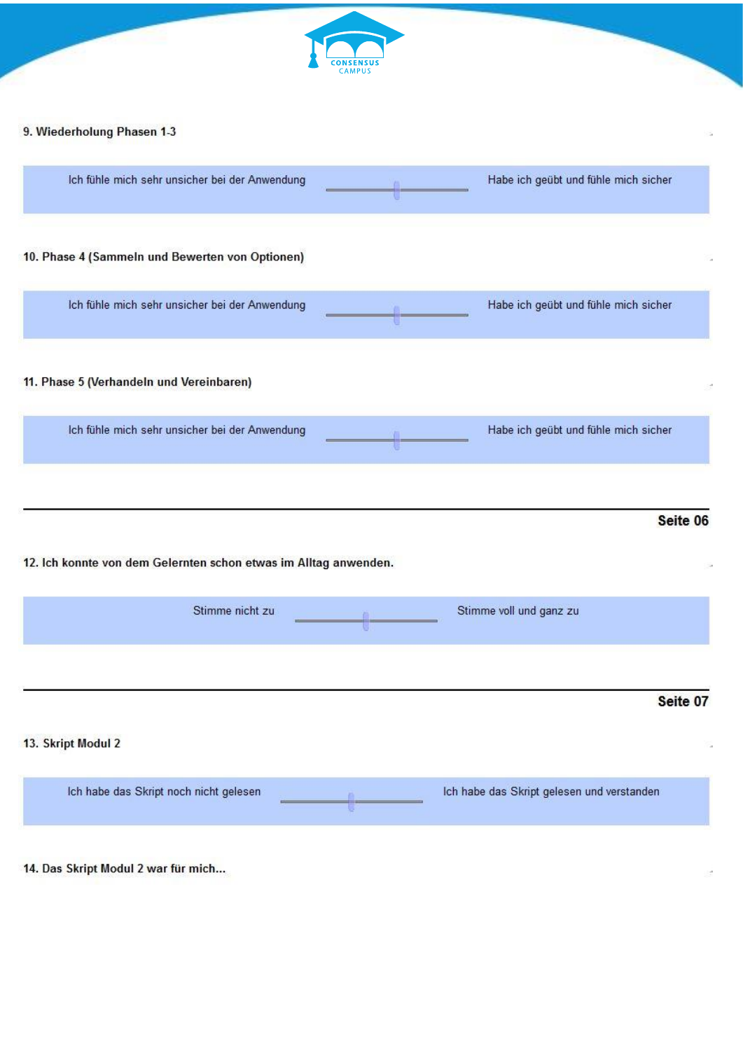**9. Wiederholung Phasen 1-3**

| Ich fühle mich sehr unsicher bei der Anwendung | | Habe ich geübt und fühle mich sicher |
|---|---|---|

**10. Phase 4 (Sammeln und Bewerten von Optionen)**

| Ich fühle mich sehr unsicher bei der Anwendung | | Habe ich geübt und fühle mich sicher |
|---|---|---|

**11. Phase 5 (Verhandeln und Vereinbaren)**

| Ich fühle mich sehr unsicher bei der Anwendung | | Habe ich geübt und fühle mich sicher |
|---|---|---|

---

**Seite 06**

**12. Ich konnte von dem Gelernten schon etwas im Alltag anwenden.**

| Stimme nicht zu | | Stimme voll und ganz zu |
|---|---|---|

---

**Seite 07**

**13. Skript Modul 2**

| Ich habe das Skript noch nicht gelesen | | Ich habe das Skript gelesen und verstanden |
|---|---|---|

**14. Das Skript Modul 2 war für mich...**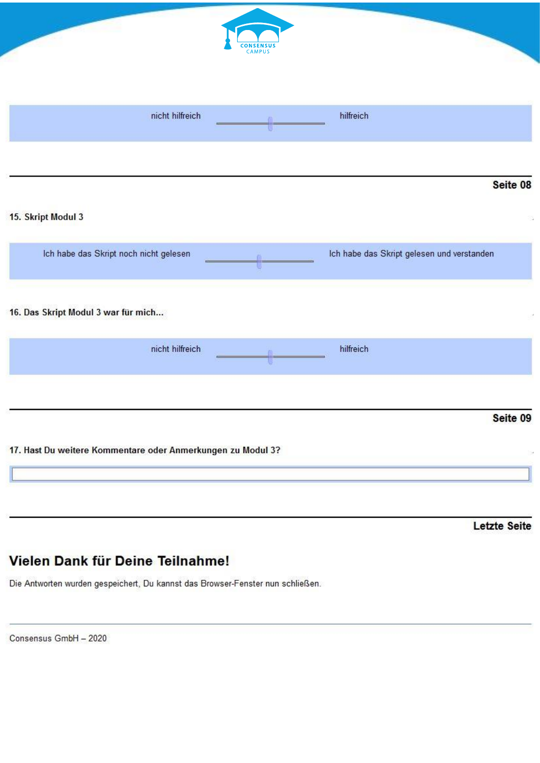nicht hilfreich — hilfreich

---

**Seite 08**

**15. Skript Modul 3**

Ich habe das Skript noch nicht gelesen — Ich habe das Skript gelesen und verstanden

**16. Das Skript Modul 3 war für mich...**

nicht hilfreich — hilfreich

---

**Seite 09**

**17. Hast Du weitere Kommentare oder Anmerkungen zu Modul 3?**

---

**Letzte Seite**

## Vielen Dank für Deine Teilnahme!

Die Antworten wurden gespeichert, Du kannst das Browser-Fenster nun schließen.

---

Consensus GmbH – 2020